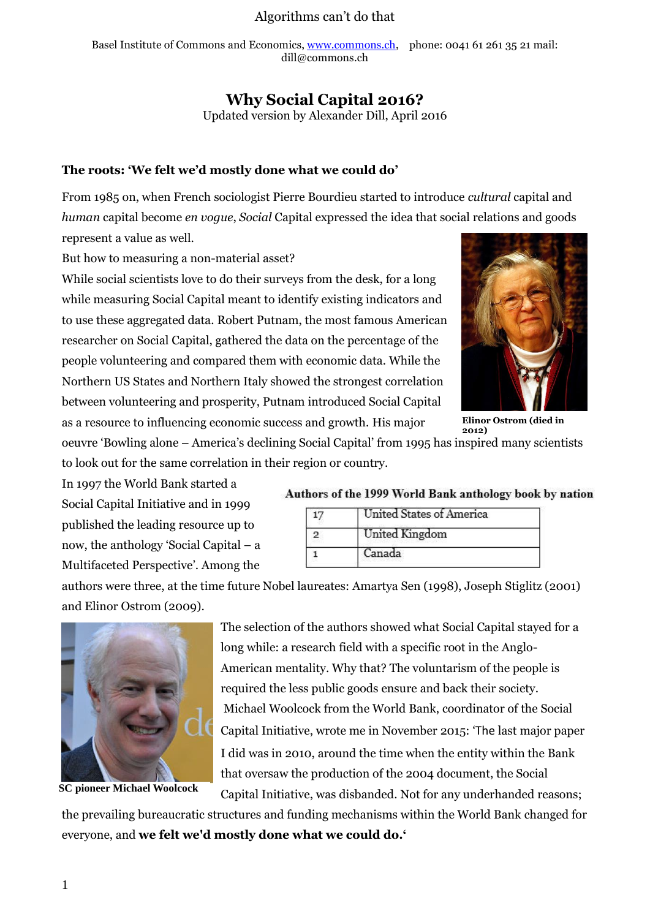Basel Institute of Commons and Economics, www.commons.ch, phone: 0041 61 261 35 21 mail: dill@commons.ch

# Why Social Capital 2016?

Updated version by Alexander Dill, April 2016

## The roots: 'We felt we'd mostly done what we could do'

From 1985 on, when French sociologist Pierre Bourdieu started to introduce *cultural* capital and *human* capital become *en vogue*, *Social* Capital expressed the idea that social relations and goods represent a value as well.

But how to measuring a non-material asset?

While social scientists love to do their surveys from the desk, for a long while measuring Social Capital meant to identify existing indicators and to use these aggregated data. Robert Putnam, the most famous American researcher on Social Capital, gathered the data on the percentage of the people volunteering and compared them with economic data. While the Northern US States and Northern Italy showed the strongest correlation between volunteering and prosperity, Putnam introduced Social Capital as a resource to influencing economic success and growth. His major oeuvre 'Bowling alone – America's declining Social Capital' from 1995 has inspired many scientists to look out for the same correlation in their region or country.

**Elinor Ostrom (died in 2012)**

In 1997 the World Bank started a Social Capital Initiative and in 1999 published the leading resource up to now, the anthology 'Social Capital – a Multifaceted Perspective'. Among the authors were three, at the time future Nobel laureates: Amartya Sen (1998), Joseph Stiglitz (2001) and Elinor Ostrom (2009).

**Authors of the 1999 World Bank anthology book by nation**

| | |
|---|---|
| 17 | United States of America |
| 2 | United Kingdom |
| 1 | Canada |

The selection of the authors showed what Social Capital stayed for a long while: a research field with a specific root in the Anglo-American mentality. Why that? The voluntarism of the people is required the less public goods ensure and back their society.

Michael Woolcock from the World Bank, coordinator of the Social Capital Initiative, wrote me in November 2015: 'The last major paper I did was in 2010, around the time when the entity within the Bank that oversaw the production of the 2004 document, the Social Capital Initiative, was disbanded. Not for any underhanded reasons; the prevailing bureaucratic structures and funding mechanisms within the World Bank changed for everyone, and **we felt we'd mostly done what we could do.**'

**SC pioneer Michael Woolcock**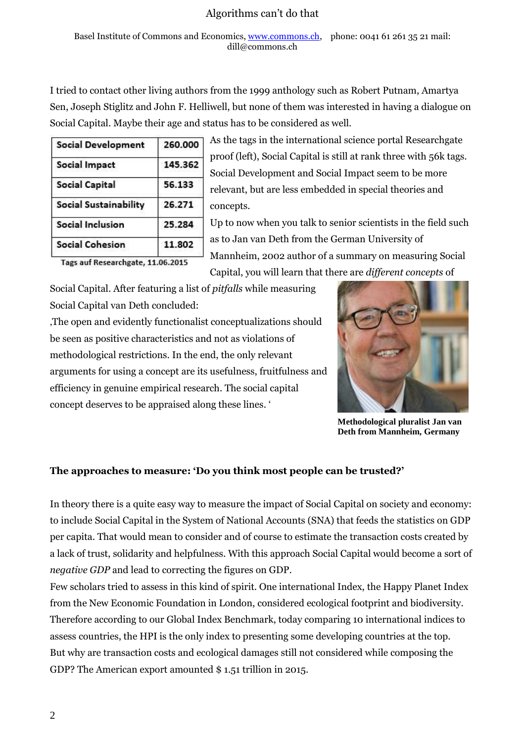I tried to contact other living authors from the 1999 anthology such as Robert Putnam, Amartya Sen, Joseph Stiglitz and John F. Helliwell, but none of them was interested in having a dialogue on Social Capital. Maybe their age and status has to be considered as well.

| Social Development | 260.000 |
|---|---|
| Social Impact | 145.362 |
| Social Capital | 56.133 |
| Social Sustainability | 26.271 |
| Social Inclusion | 25.284 |
| Social Cohesion | 11.802 |

Tags auf Researchgate, 11.06.2015

As the tags in the international science portal Researchgate proof (left), Social Capital is still at rank three with 56k tags. Social Development and Social Impact seem to be more relevant, but are less embedded in special theories and concepts.

Up to now when you talk to senior scientists in the field such as to Jan van Deth from the German University of Mannheim, 2002 author of a summary on measuring Social Capital, you will learn that there are *different concepts* of Social Capital. After featuring a list of *pitfalls* while measuring Social Capital van Deth concluded:

‚The open and evidently functionalist conceptualizations should be seen as positive characteristics and not as violations of methodological restrictions. In the end, the only relevant arguments for using a concept are its usefulness, fruitfulness and efficiency in genuine empirical research. The social capital concept deserves to be appraised along these lines. ‘

**Methodological pluralist Jan van Deth from Mannheim, Germany**

## The approaches to measure: ‘Do you think most people can be trusted?’

In theory there is a quite easy way to measure the impact of Social Capital on society and economy: to include Social Capital in the System of National Accounts (SNA) that feeds the statistics on GDP per capita. That would mean to consider and of course to estimate the transaction costs created by a lack of trust, solidarity and helpfulness. With this approach Social Capital would become a sort of *negative GDP* and lead to correcting the figures on GDP.

Few scholars tried to assess in this kind of spirit. One international Index, the Happy Planet Index from the New Economic Foundation in London, considered ecological footprint and biodiversity. Therefore according to our Global Index Benchmark, today comparing 10 international indices to assess countries, the HPI is the only index to presenting some developing countries at the top. But why are transaction costs and ecological damages still not considered while composing the GDP? The American export amounted $ 1.51 trillion in 2015.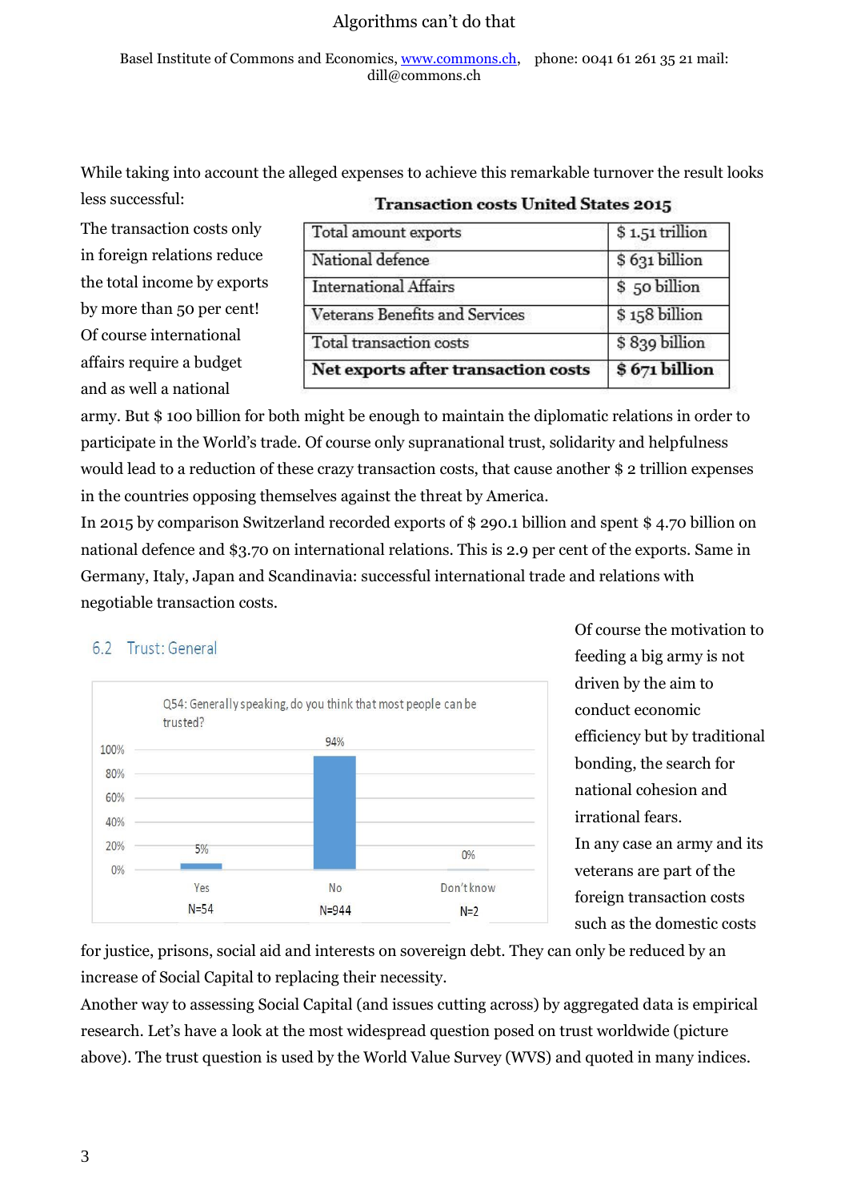While taking into account the alleged expenses to achieve this remarkable turnover the result looks less successful:

**Transaction costs United States 2015**

| Total amount exports | $ 1.51 trillion |
|---|---|
| National defence | $ 631 billion |
| International Affairs | $ 50 billion |
| Veterans Benefits and Services | $ 158 billion |
| Total transaction costs | $ 839 billion |
| **Net exports after transaction costs** | **$ 671 billion** |

The transaction costs only in foreign relations reduce the total income by exports by more than 50 per cent! Of course international affairs require a budget and as well a national army. But $ 100 billion for both might be enough to maintain the diplomatic relations in order to participate in the World's trade. Of course only supranational trust, solidarity and helpfulness would lead to a reduction of these crazy transaction costs, that cause another $ 2 trillion expenses in the countries opposing themselves against the threat by America.

In 2015 by comparison Switzerland recorded exports of $ 290.1 billion and spent $ 4.70 billion on national defence and $3.70 on international relations. This is 2.9 per cent of the exports. Same in Germany, Italy, Japan and Scandinavia: successful international trade and relations with negotiable transaction costs.

6.2 Trust: General

Q54: Generally speaking, do you think that most people can be trusted?

| | Yes | No | Don't know |
|---|---|---|---|
| Percent | 5% | 94% | 0% |
| N | N=54 | N=944 | N=2 |

Of course the motivation to feeding a big army is not driven by the aim to conduct economic efficiency but by traditional bonding, the search for national cohesion and irrational fears.

In any case an army and its veterans are part of the foreign transaction costs such as the domestic costs for justice, prisons, social aid and interests on sovereign debt. They can only be reduced by an increase of Social Capital to replacing their necessity.

Another way to assessing Social Capital (and issues cutting across) by aggregated data is empirical research. Let's have a look at the most widespread question posed on trust worldwide (picture above). The trust question is used by the World Value Survey (WVS) and quoted in many indices.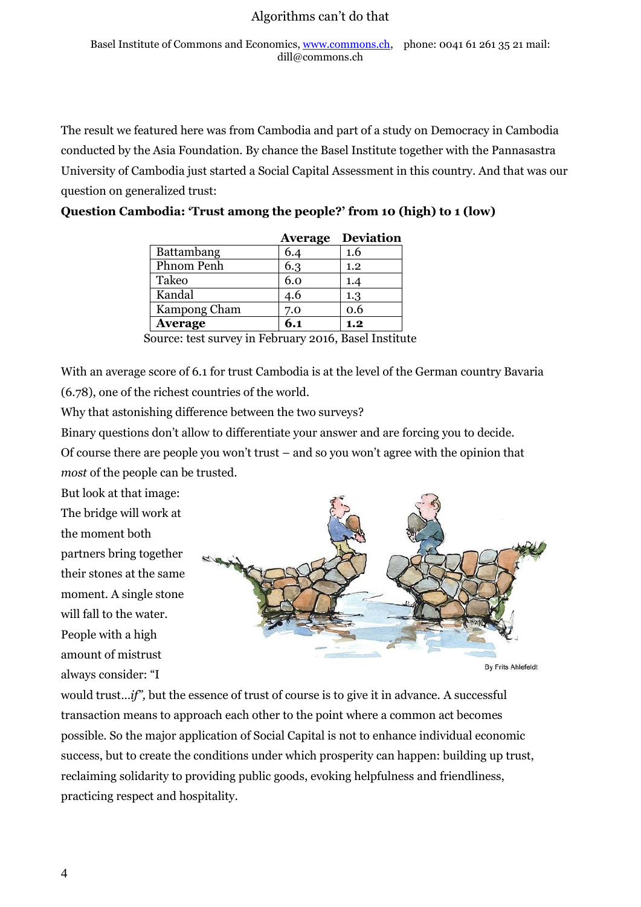The result we featured here was from Cambodia and part of a study on Democracy in Cambodia conducted by the Asia Foundation. By chance the Basel Institute together with the Pannasastra University of Cambodia just started a Social Capital Assessment in this country. And that was our question on generalized trust:

**Question Cambodia: 'Trust among the people?' from 10 (high) to 1 (low)**

| | Average | Deviation |
|---|---|---|
| Battambang | 6.4 | 1.6 |
| Phnom Penh | 6.3 | 1.2 |
| Takeo | 6.0 | 1.4 |
| Kandal | 4.6 | 1.3 |
| Kampong Cham | 7.0 | 0.6 |
| **Average** | **6.1** | **1.2** |

Source: test survey in February 2016, Basel Institute

With an average score of 6.1 for trust Cambodia is at the level of the German country Bavaria (6.78), one of the richest countries of the world.

Why that astonishing difference between the two surveys?

Binary questions don't allow to differentiate your answer and are forcing you to decide.

Of course there are people you won't trust – and so you won't agree with the opinion that *most* of the people can be trusted.

But look at that image: The bridge will work at the moment both partners bring together their stones at the same moment. A single stone will fall to the water. People with a high amount of mistrust always consider: "I would trust…*if"*, but the essence of trust of course is to give it in advance. A successful transaction means to approach each other to the point where a common act becomes possible. So the major application of Social Capital is not to enhance individual economic success, but to create the conditions under which prosperity can happen: building up trust, reclaiming solidarity to providing public goods, evoking helpfulness and friendliness, practicing respect and hospitality.

By Frits Ahlefeldt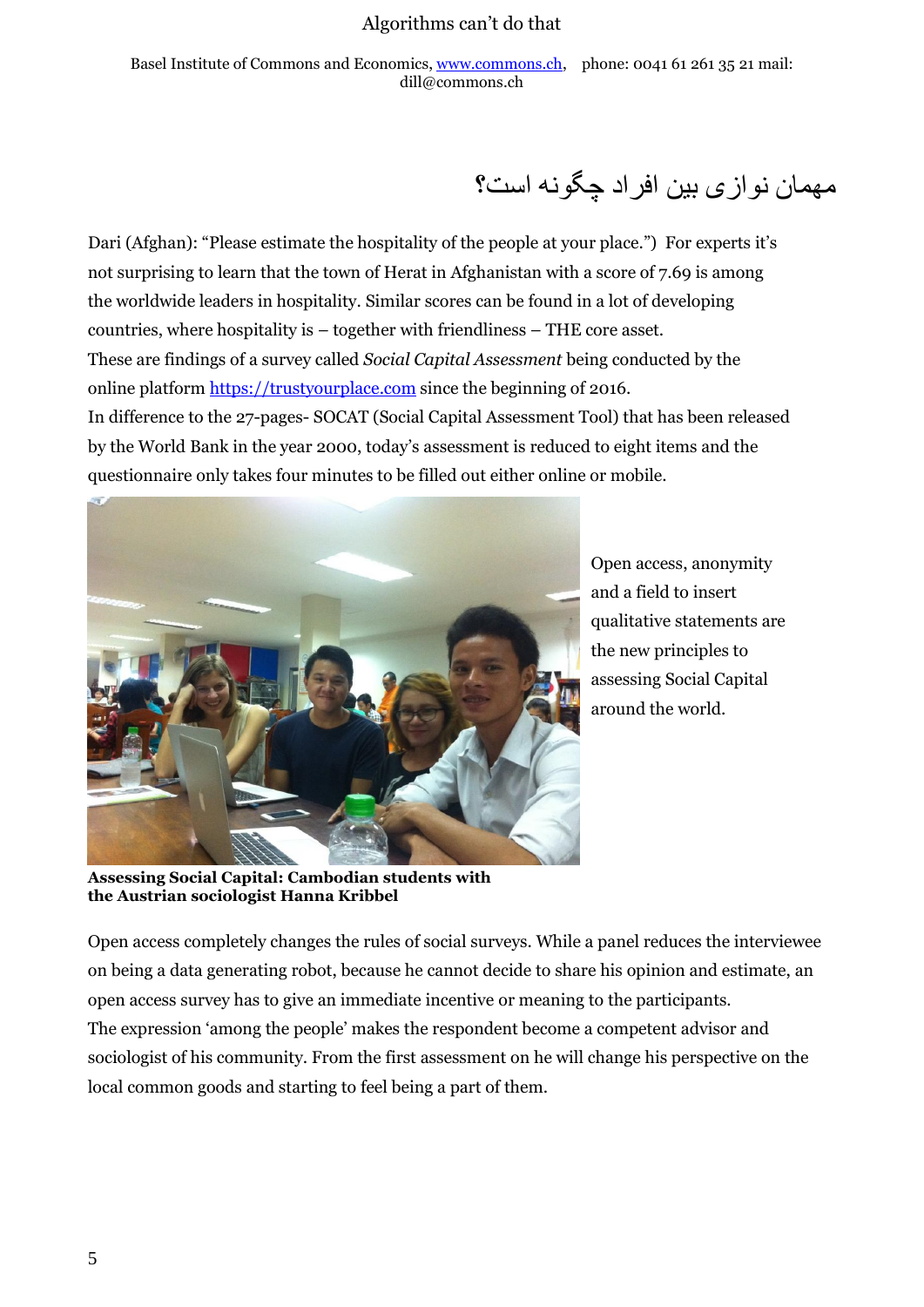مهمان نوازی بین افراد چگونه است؟

Dari (Afghan): "Please estimate the hospitality of the people at your place.") For experts it's not surprising to learn that the town of Herat in Afghanistan with a score of 7.69 is among the worldwide leaders in hospitality. Similar scores can be found in a lot of developing countries, where hospitality is – together with friendliness – THE core asset.
These are findings of a survey called *Social Capital Assessment* being conducted by the online platform https://trustyourplace.com since the beginning of 2016.
In difference to the 27-pages- SOCAT (Social Capital Assessment Tool) that has been released by the World Bank in the year 2000, today's assessment is reduced to eight items and the questionnaire only takes four minutes to be filled out either online or mobile.

Open access, anonymity and a field to insert qualitative statements are the new principles to assessing Social Capital around the world.

**Assessing Social Capital: Cambodian students with the Austrian sociologist Hanna Kribbel**

Open access completely changes the rules of social surveys. While a panel reduces the interviewee on being a data generating robot, because he cannot decide to share his opinion and estimate, an open access survey has to give an immediate incentive or meaning to the participants.
The expression 'among the people' makes the respondent become a competent advisor and sociologist of his community. From the first assessment on he will change his perspective on the local common goods and starting to feel being a part of them.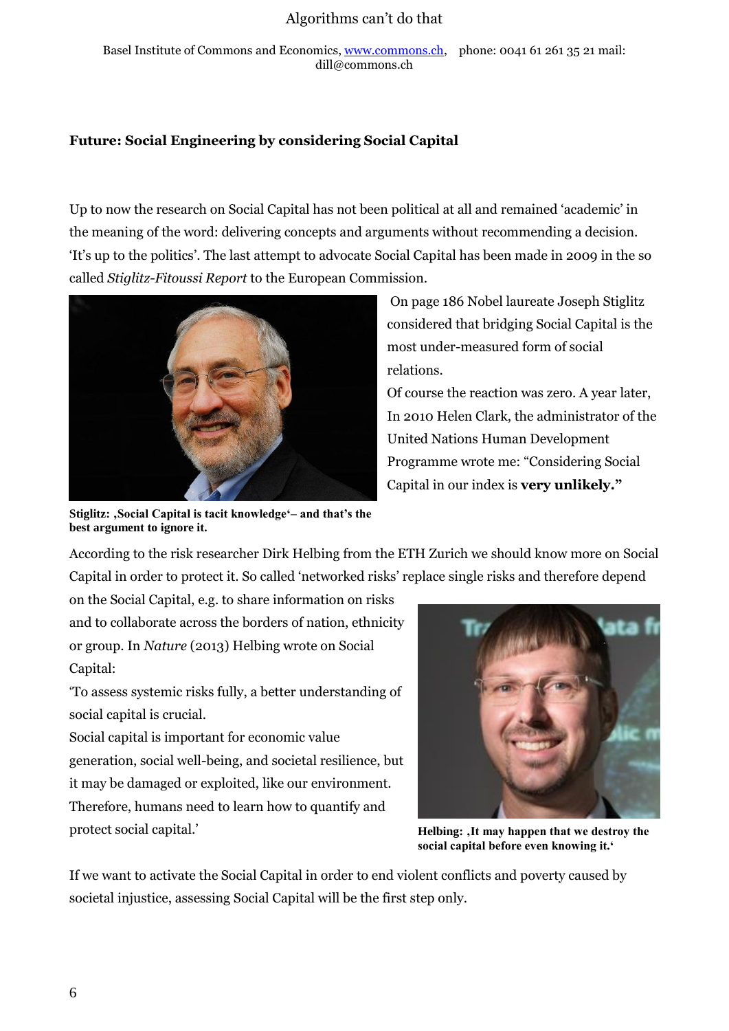**Future: Social Engineering by considering Social Capital**

Up to now the research on Social Capital has not been political at all and remained 'academic' in the meaning of the word: delivering concepts and arguments without recommending a decision. 'It's up to the politics'. The last attempt to advocate Social Capital has been made in 2009 in the so called *Stiglitz-Fitoussi Report* to the European Commission.

On page 186 Nobel laureate Joseph Stiglitz considered that bridging Social Capital is the most under-measured form of social relations.

Of course the reaction was zero. A year later, In 2010 Helen Clark, the administrator of the United Nations Human Development Programme wrote me: "Considering Social Capital in our index is **very unlikely.**"

**Stiglitz: ‚Social Capital is tacit knowledge'– and that's the best argument to ignore it.**

According to the risk researcher Dirk Helbing from the ETH Zurich we should know more on Social Capital in order to protect it. So called 'networked risks' replace single risks and therefore depend on the Social Capital, e.g. to share information on risks and to collaborate across the borders of nation, ethnicity or group. In *Nature* (2013) Helbing wrote on Social Capital:

'To assess systemic risks fully, a better understanding of social capital is crucial.

Social capital is important for economic value generation, social well-being, and societal resilience, but it may be damaged or exploited, like our environment. Therefore, humans need to learn how to quantify and protect social capital.'

**Helbing: ‚It may happen that we destroy the social capital before even knowing it.'**

If we want to activate the Social Capital in order to end violent conflicts and poverty caused by societal injustice, assessing Social Capital will be the first step only.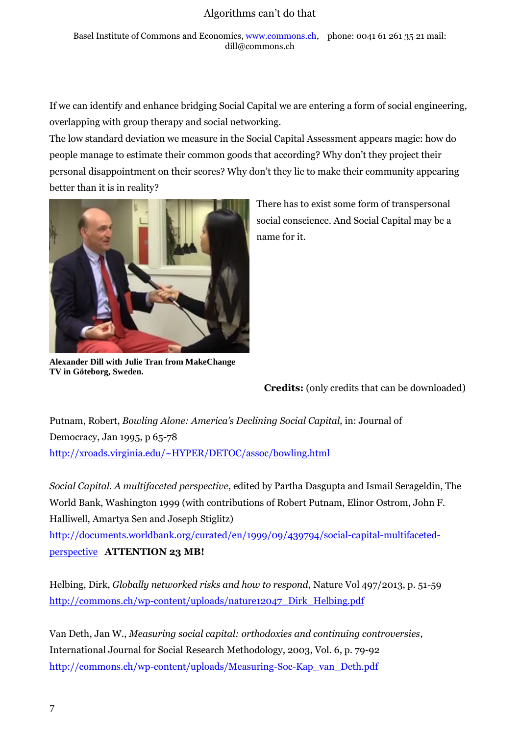If we can identify and enhance bridging Social Capital we are entering a form of social engineering, overlapping with group therapy and social networking.

The low standard deviation we measure in the Social Capital Assessment appears magic: how do people manage to estimate their common goods that according? Why don't they project their personal disappointment on their scores? Why don't they lie to make their community appearing better than it is in reality?

There has to exist some form of transpersonal social conscience. And Social Capital may be a name for it.

**Alexander Dill with Julie Tran from MakeChange TV in Göteborg, Sweden.**

**Credits:** (only credits that can be downloaded)

Putnam, Robert, *Bowling Alone: America's Declining Social Capital,* in: Journal of Democracy, Jan 1995, p 65-78
http://xroads.virginia.edu/~HYPER/DETOC/assoc/bowling.html

*Social Capital. A multifaceted perspective*, edited by Partha Dasgupta and Ismail Serageldin, The World Bank, Washington 1999 (with contributions of Robert Putnam, Elinor Ostrom, John F. Halliwell, Amartya Sen and Joseph Stiglitz)
http://documents.worldbank.org/curated/en/1999/09/439794/social-capital-multifaceted-perspective **ATTENTION 23 MB!**

Helbing, Dirk, *Globally networked risks and how to respond*, Nature Vol 497/2013, p. 51-59
http://commons.ch/wp-content/uploads/nature12047_Dirk_Helbing.pdf

Van Deth, Jan W., *Measuring social capital: orthodoxies and continuing controversies*, International Journal for Social Research Methodology, 2003, Vol. 6, p. 79-92
http://commons.ch/wp-content/uploads/Measuring-Soc-Kap_van_Deth.pdf